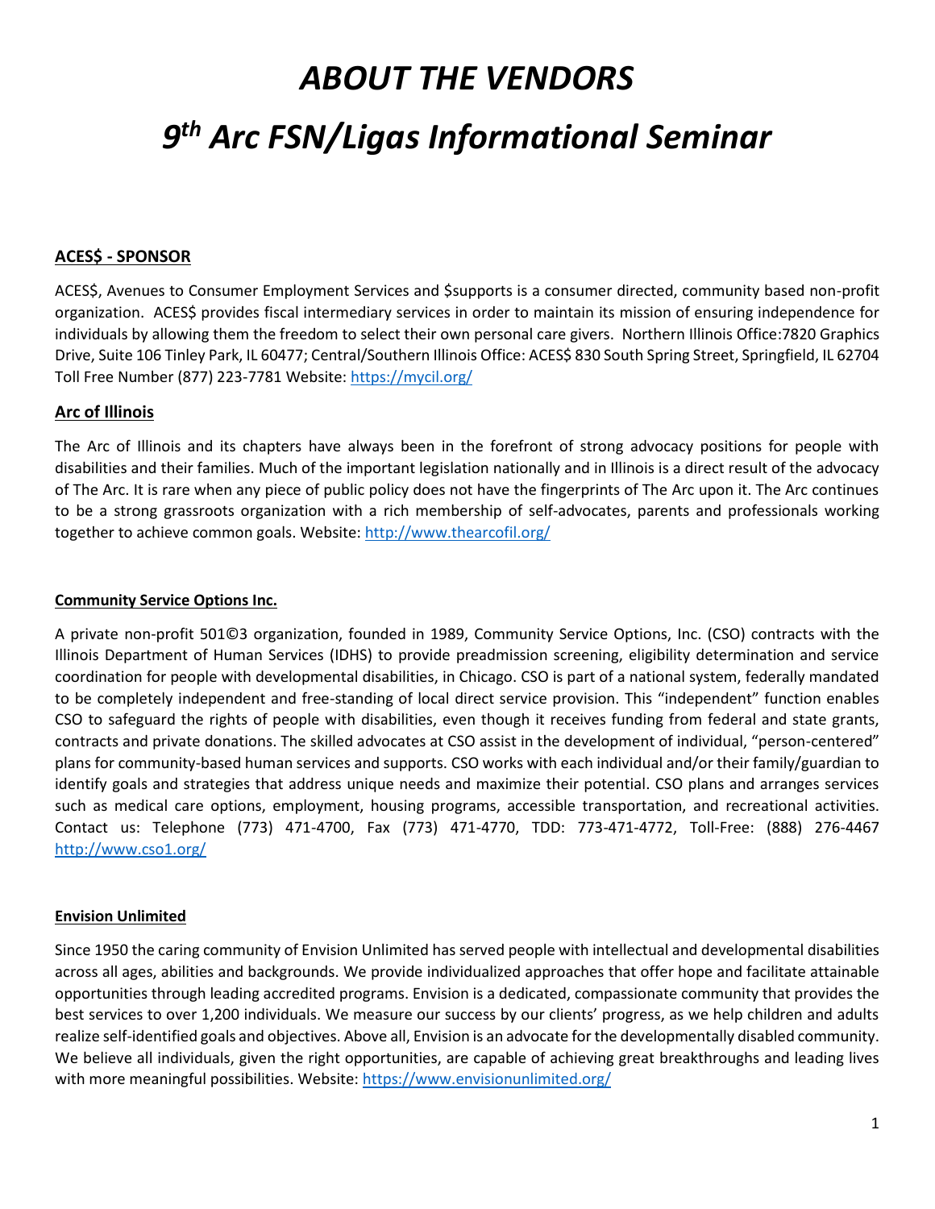# *ABOUT THE VENDORS*

# *9th Arc FSN/Ligas Informational Seminar*

**ACES$ - SPONSOR**

ACES$, Avenues to Consumer Employment Services and $supports is a consumer directed, community based non-profit organization. ACES$ provides fiscal intermediary services in order to maintain its mission of ensuring independence for individuals by allowing them the freedom to select their own personal care givers. Northern Illinois Office:7820 Graphics Drive, Suite 106 Tinley Park, IL 60477; Central/Southern Illinois Office: ACES$ 830 South Spring Street, Springfield, IL 62704 Toll Free Number (877) 223-7781 Website: https://mycil.org/

**Arc of Illinois**

The Arc of Illinois and its chapters have always been in the forefront of strong advocacy positions for people with disabilities and their families. Much of the important legislation nationally and in Illinois is a direct result of the advocacy of The Arc. It is rare when any piece of public policy does not have the fingerprints of The Arc upon it. The Arc continues to be a strong grassroots organization with a rich membership of self-advocates, parents and professionals working together to achieve common goals. Website: http://www.thearcofil.org/

**Community Service Options Inc.**

A private non-profit 501©3 organization, founded in 1989, Community Service Options, Inc. (CSO) contracts with the Illinois Department of Human Services (IDHS) to provide preadmission screening, eligibility determination and service coordination for people with developmental disabilities, in Chicago. CSO is part of a national system, federally mandated to be completely independent and free-standing of local direct service provision. This "independent" function enables CSO to safeguard the rights of people with disabilities, even though it receives funding from federal and state grants, contracts and private donations. The skilled advocates at CSO assist in the development of individual, "person-centered" plans for community-based human services and supports. CSO works with each individual and/or their family/guardian to identify goals and strategies that address unique needs and maximize their potential. CSO plans and arranges services such as medical care options, employment, housing programs, accessible transportation, and recreational activities. Contact us: Telephone (773) 471-4700, Fax (773) 471-4770, TDD: 773-471-4772, Toll-Free: (888) 276-4467 http://www.cso1.org/

**Envision Unlimited**

Since 1950 the caring community of Envision Unlimited has served people with intellectual and developmental disabilities across all ages, abilities and backgrounds. We provide individualized approaches that offer hope and facilitate attainable opportunities through leading accredited programs. Envision is a dedicated, compassionate community that provides the best services to over 1,200 individuals. We measure our success by our clients' progress, as we help children and adults realize self-identified goals and objectives. Above all, Envision is an advocate for the developmentally disabled community. We believe all individuals, given the right opportunities, are capable of achieving great breakthroughs and leading lives with more meaningful possibilities. Website: https://www.envisionunlimited.org/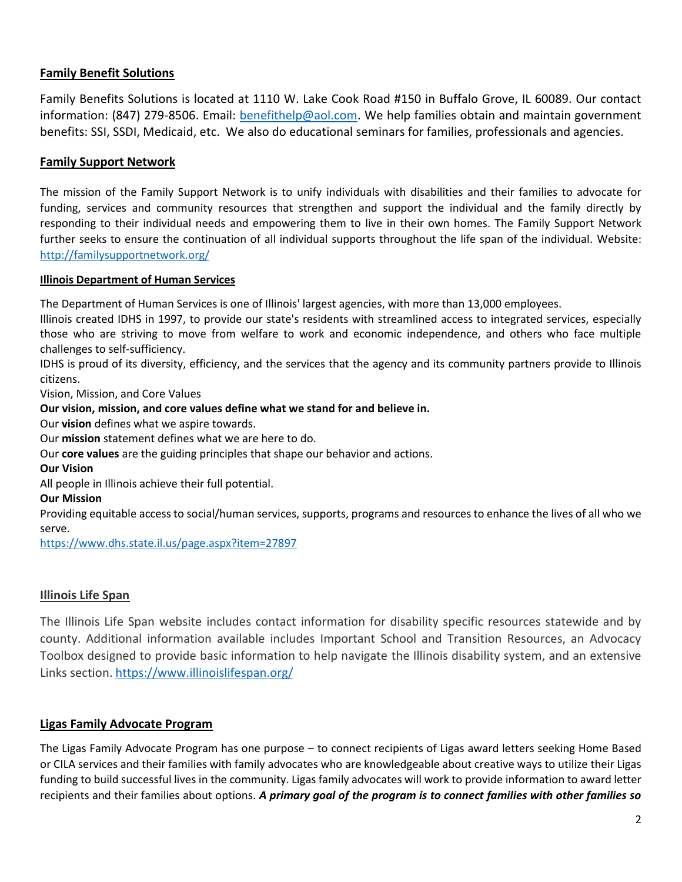## Family Benefit Solutions

Family Benefits Solutions is located at 1110 W. Lake Cook Road #150 in Buffalo Grove, IL 60089. Our contact information: (847) 279-8506. Email: benefithelp@aol.com. We help families obtain and maintain government benefits: SSI, SSDI, Medicaid, etc. We also do educational seminars for families, professionals and agencies.

## Family Support Network

The mission of the Family Support Network is to unify individuals with disabilities and their families to advocate for funding, services and community resources that strengthen and support the individual and the family directly by responding to their individual needs and empowering them to live in their own homes. The Family Support Network further seeks to ensure the continuation of all individual supports throughout the life span of the individual. Website: http://familysupportnetwork.org/

## Illinois Department of Human Services

The Department of Human Services is one of Illinois' largest agencies, with more than 13,000 employees.

Illinois created IDHS in 1997, to provide our state's residents with streamlined access to integrated services, especially those who are striving to move from welfare to work and economic independence, and others who face multiple challenges to self-sufficiency.

IDHS is proud of its diversity, efficiency, and the services that the agency and its community partners provide to Illinois citizens.

Vision, Mission, and Core Values

**Our vision, mission, and core values define what we stand for and believe in.**

Our **vision** defines what we aspire towards.

Our **mission** statement defines what we are here to do.

Our **core values** are the guiding principles that shape our behavior and actions.

**Our Vision**

All people in Illinois achieve their full potential.

**Our Mission**

Providing equitable access to social/human services, supports, programs and resources to enhance the lives of all who we serve.

https://www.dhs.state.il.us/page.aspx?item=27897

## Illinois Life Span

The Illinois Life Span website includes contact information for disability specific resources statewide and by county. Additional information available includes Important School and Transition Resources, an Advocacy Toolbox designed to provide basic information to help navigate the Illinois disability system, and an extensive Links section. https://www.illinoislifespan.org/

## Ligas Family Advocate Program

The Ligas Family Advocate Program has one purpose – to connect recipients of Ligas award letters seeking Home Based or CILA services and their families with family advocates who are knowledgeable about creative ways to utilize their Ligas funding to build successful lives in the community. Ligas family advocates will work to provide information to award letter recipients and their families about options. ***A primary goal of the program is to connect families with other families so***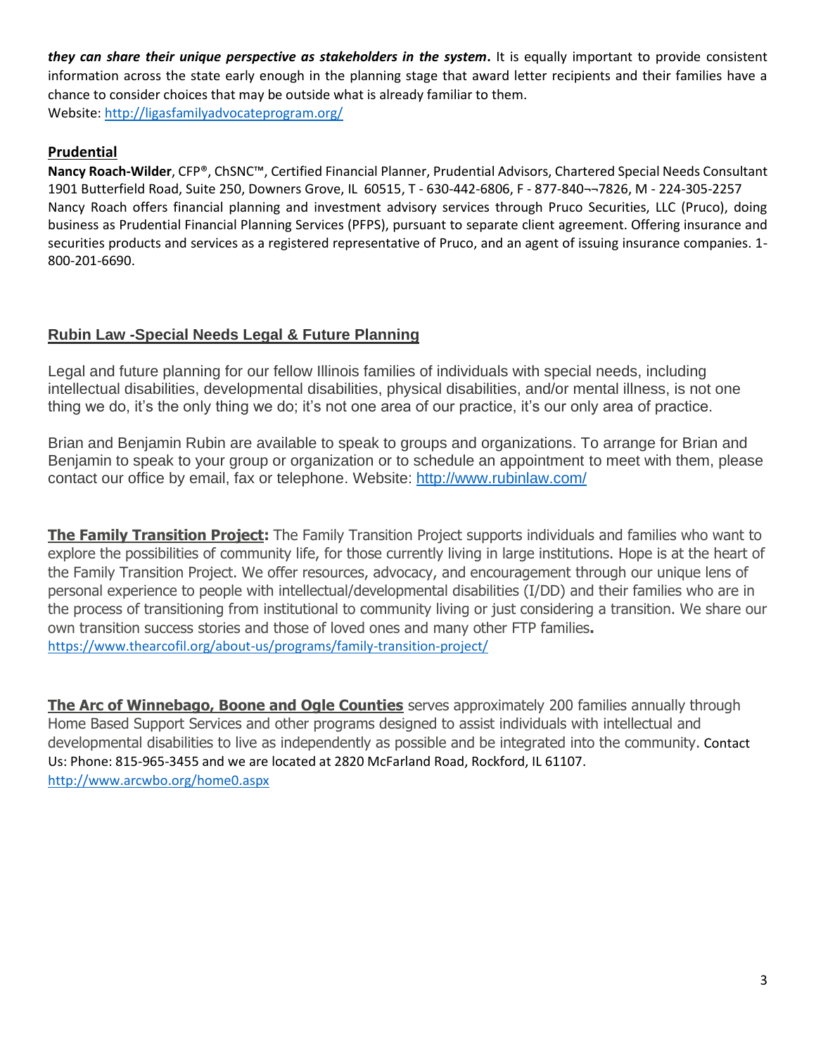***they can share their unique perspective as stakeholders in the system*.** It is equally important to provide consistent information across the state early enough in the planning stage that award letter recipients and their families have a chance to consider choices that may be outside what is already familiar to them.
Website: http://ligasfamilyadvocateprogram.org/

**Prudential**

**Nancy Roach-Wilder**, CFP®, ChSNC™, Certified Financial Planner, Prudential Advisors, Chartered Special Needs Consultant
1901 Butterfield Road, Suite 250, Downers Grove, IL 60515, T - 630-442-6806, F - 877-840¬¬7826, M - 224-305-2257
Nancy Roach offers financial planning and investment advisory services through Pruco Securities, LLC (Pruco), doing business as Prudential Financial Planning Services (PFPS), pursuant to separate client agreement. Offering insurance and securities products and services as a registered representative of Pruco, and an agent of issuing insurance companies. 1-800-201-6690.

**Rubin Law -Special Needs Legal & Future Planning**

Legal and future planning for our fellow Illinois families of individuals with special needs, including intellectual disabilities, developmental disabilities, physical disabilities, and/or mental illness, is not one thing we do, it's the only thing we do; it's not one area of our practice, it's our only area of practice.

Brian and Benjamin Rubin are available to speak to groups and organizations. To arrange for Brian and Benjamin to speak to your group or organization or to schedule an appointment to meet with them, please contact our office by email, fax or telephone. Website: http://www.rubinlaw.com/

**The Family Transition Project:** The Family Transition Project supports individuals and families who want to explore the possibilities of community life, for those currently living in large institutions. Hope is at the heart of the Family Transition Project. We offer resources, advocacy, and encouragement through our unique lens of personal experience to people with intellectual/developmental disabilities (I/DD) and their families who are in the process of transitioning from institutional to community living or just considering a transition. We share our own transition success stories and those of loved ones and many other FTP families**.**
https://www.thearcofil.org/about-us/programs/family-transition-project/

**The Arc of Winnebago, Boone and Ogle Counties** serves approximately 200 families annually through Home Based Support Services and other programs designed to assist individuals with intellectual and developmental disabilities to live as independently as possible and be integrated into the community. Contact Us: Phone: 815-965-3455 and we are located at 2820 McFarland Road, Rockford, IL 61107.
http://www.arcwbo.org/home0.aspx